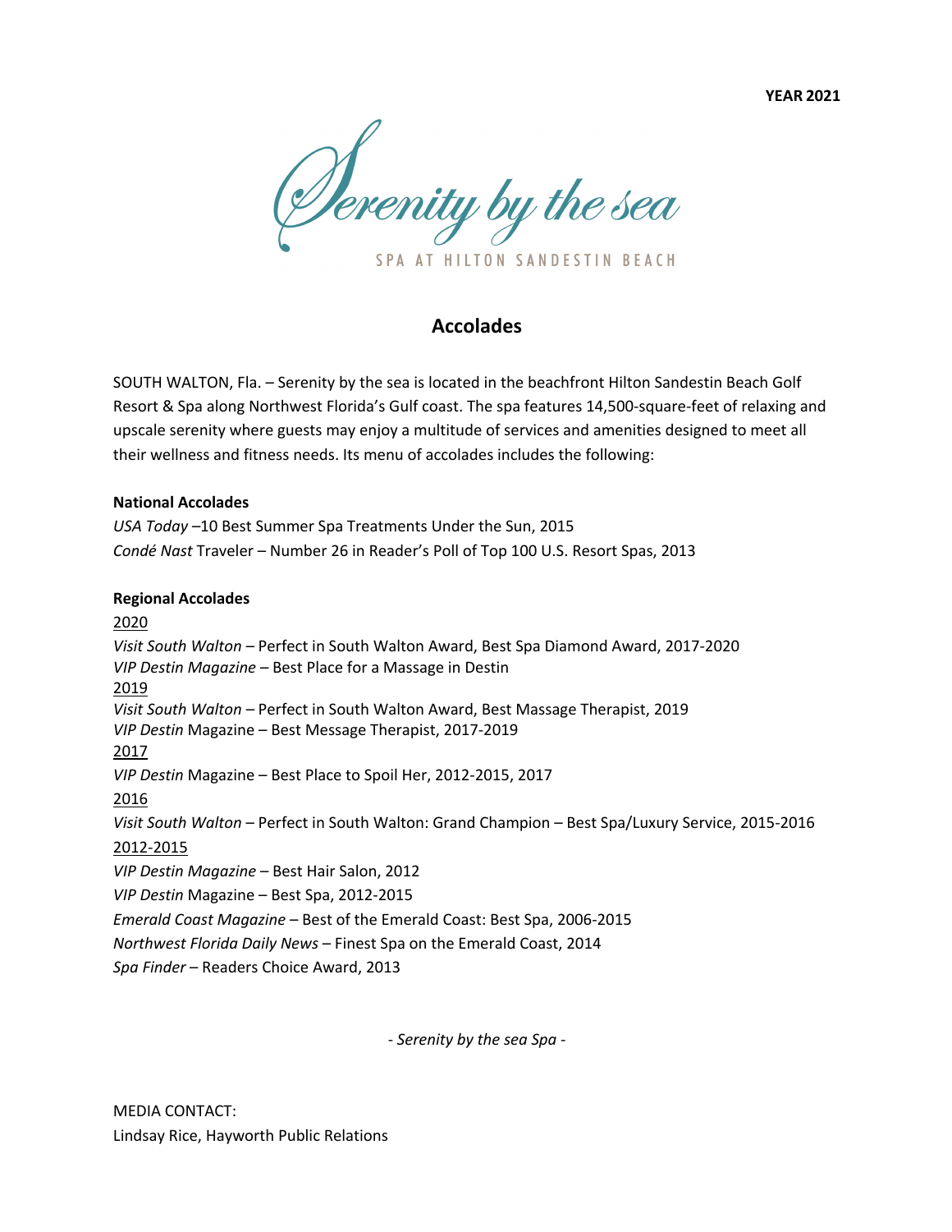**YEAR 2021**

# Serenity by the sea

SPA AT HILTON SANDESTIN BEACH

## Accolades

SOUTH WALTON, Fla. – Serenity by the sea is located in the beachfront Hilton Sandestin Beach Golf Resort & Spa along Northwest Florida's Gulf coast. The spa features 14,500-square-feet of relaxing and upscale serenity where guests may enjoy a multitude of services and amenities designed to meet all their wellness and fitness needs. Its menu of accolades includes the following:

**National Accolades**

*USA Today* –10 Best Summer Spa Treatments Under the Sun, 2015
*Condé Nast* Traveler – Number 26 in Reader's Poll of Top 100 U.S. Resort Spas, 2013

**Regional Accolades**

<u>2020</u>
*Visit South Walton* – Perfect in South Walton Award, Best Spa Diamond Award, 2017-2020
*VIP Destin Magazine* – Best Place for a Massage in Destin
<u>2019</u>
*Visit South Walton* – Perfect in South Walton Award, Best Massage Therapist, 2019
*VIP Destin* Magazine – Best Message Therapist, 2017-2019
<u>2017</u>
*VIP Destin* Magazine – Best Place to Spoil Her, 2012-2015, 2017
<u>2016</u>
*Visit South Walton* – Perfect in South Walton: Grand Champion – Best Spa/Luxury Service, 2015-2016
<u>2012-2015</u>
*VIP Destin Magazine* – Best Hair Salon, 2012
*VIP Destin* Magazine – Best Spa, 2012-2015
*Emerald Coast Magazine* – Best of the Emerald Coast: Best Spa, 2006-2015
*Northwest Florida Daily News* – Finest Spa on the Emerald Coast, 2014
*Spa Finder* – Readers Choice Award, 2013

*- Serenity by the sea Spa -*

MEDIA CONTACT:
Lindsay Rice, Hayworth Public Relations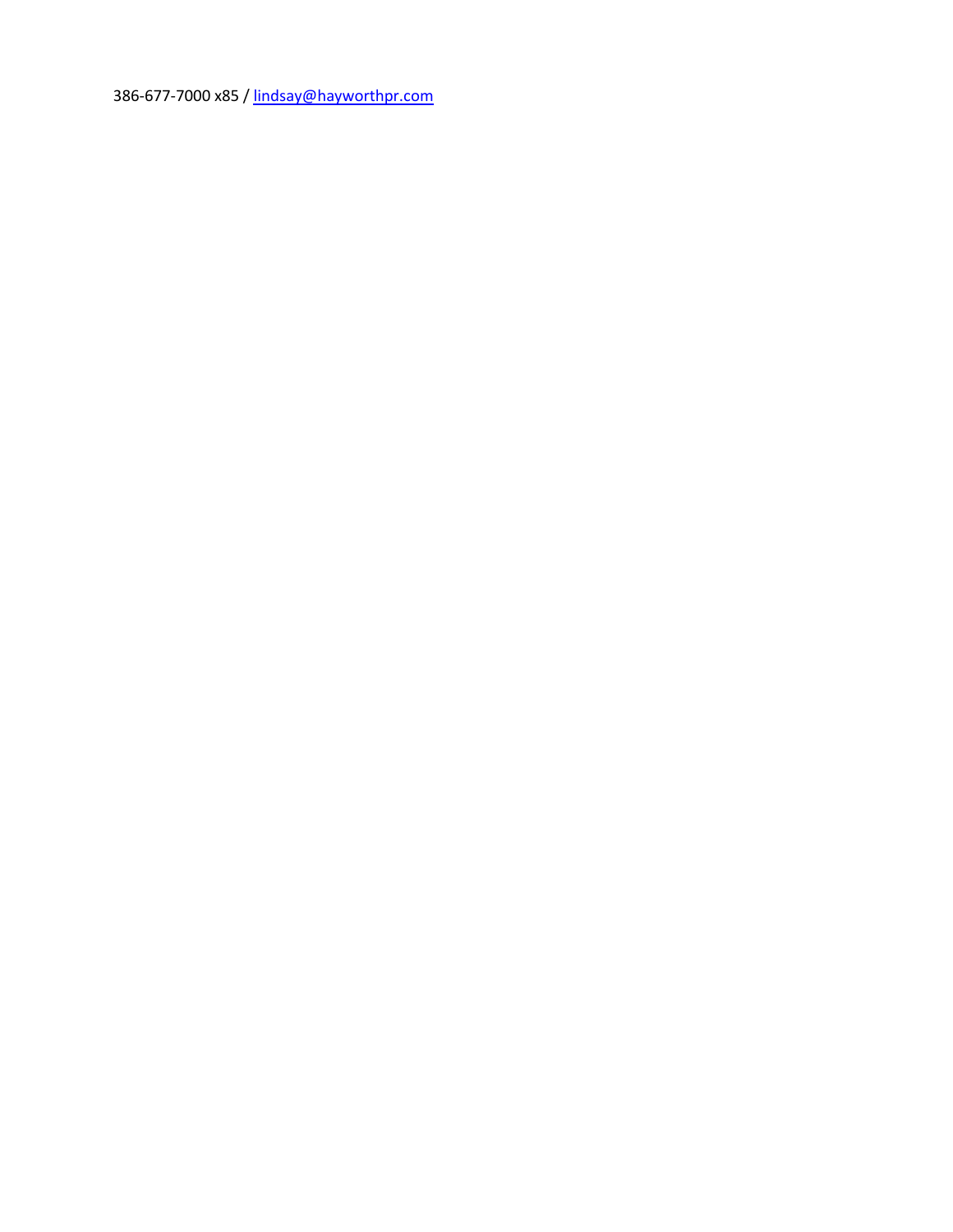386-677-7000 x85 / lindsay@hayworthpr.com